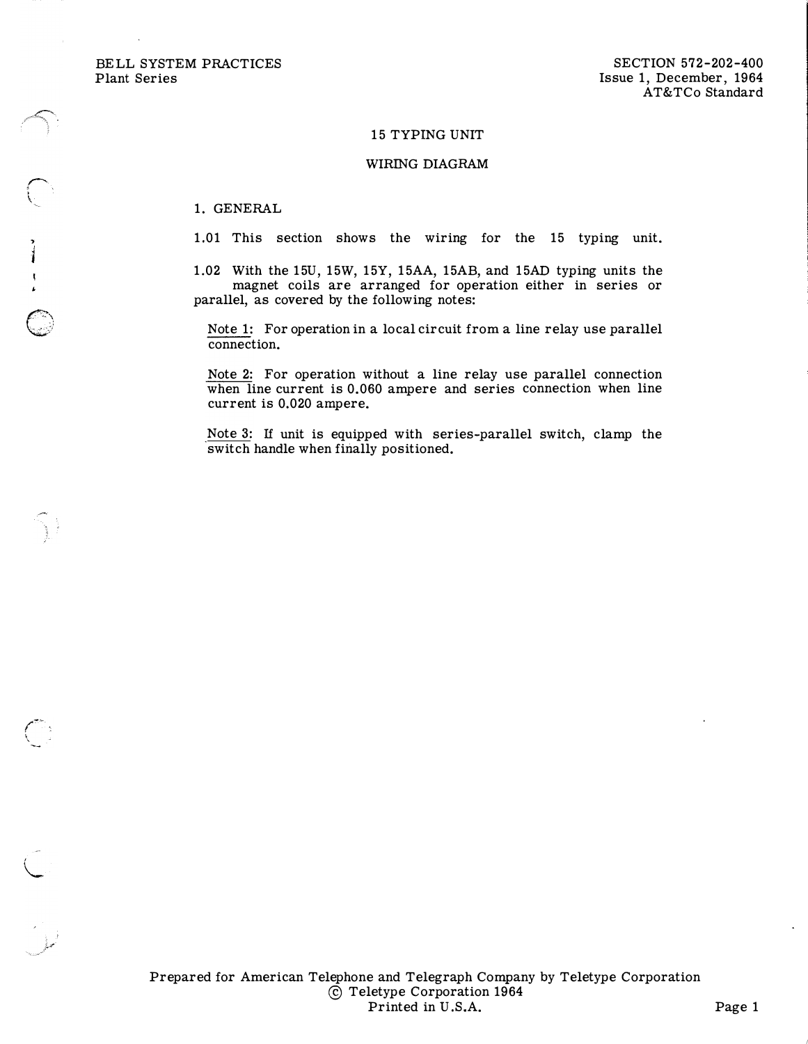BELL SYSTEM PRACTICES
Plant Series

SECTION 572-202-400
Issue 1, December, 1964
AT&TCo Standard

# 15 TYPING UNIT

# WIRING DIAGRAM

## 1. GENERAL

1.01 This section shows the wiring for the 15 typing unit.

1.02 With the 15U, 15W, 15Y, 15AA, 15AB, and 15AD typing units the magnet coils are arranged for operation either in series or parallel, as covered by the following notes:

Note 1: For operation in a local circuit from a line relay use parallel connection.

Note 2: For operation without a line relay use parallel connection when line current is 0.060 ampere and series connection when line current is 0.020 ampere.

Note 3: If unit is equipped with series-parallel switch, clamp the switch handle when finally positioned.

Prepared for American Telephone and Telegraph Company by Teletype Corporation
© Teletype Corporation 1964
Printed in U.S.A.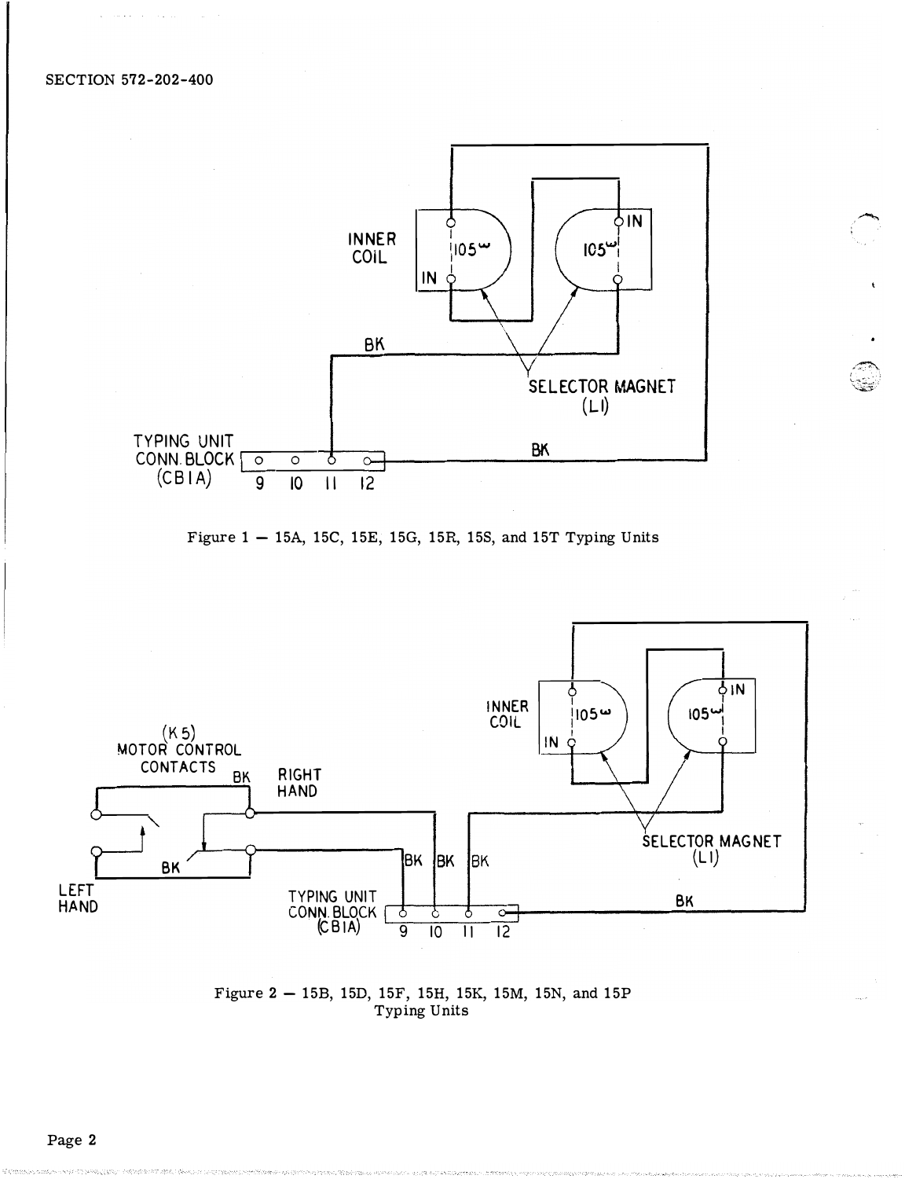SECTION 572-202-400

INNER COIL

IN

105ω

105ω

IN

BK

SELECTOR MAGNET (L1)

TYPING UNIT CONN. BLOCK (CB1A)

9 10 11 12

BK

Figure 1 — 15A, 15C, 15E, 15G, 15R, 15S, and 15T Typing Units

(K5) MOTOR CONTROL CONTACTS

BK

RIGHT HAND

LEFT HAND

BK

BK BK BK

INNER COIL

IN

105ω

105ω

IN

SELECTOR MAGNET (L1)

TYPING UNIT CONN. BLOCK (CB1A)

9 10 11 12

BK

Figure 2 — 15B, 15D, 15F, 15H, 15K, 15M, 15N, and 15P Typing Units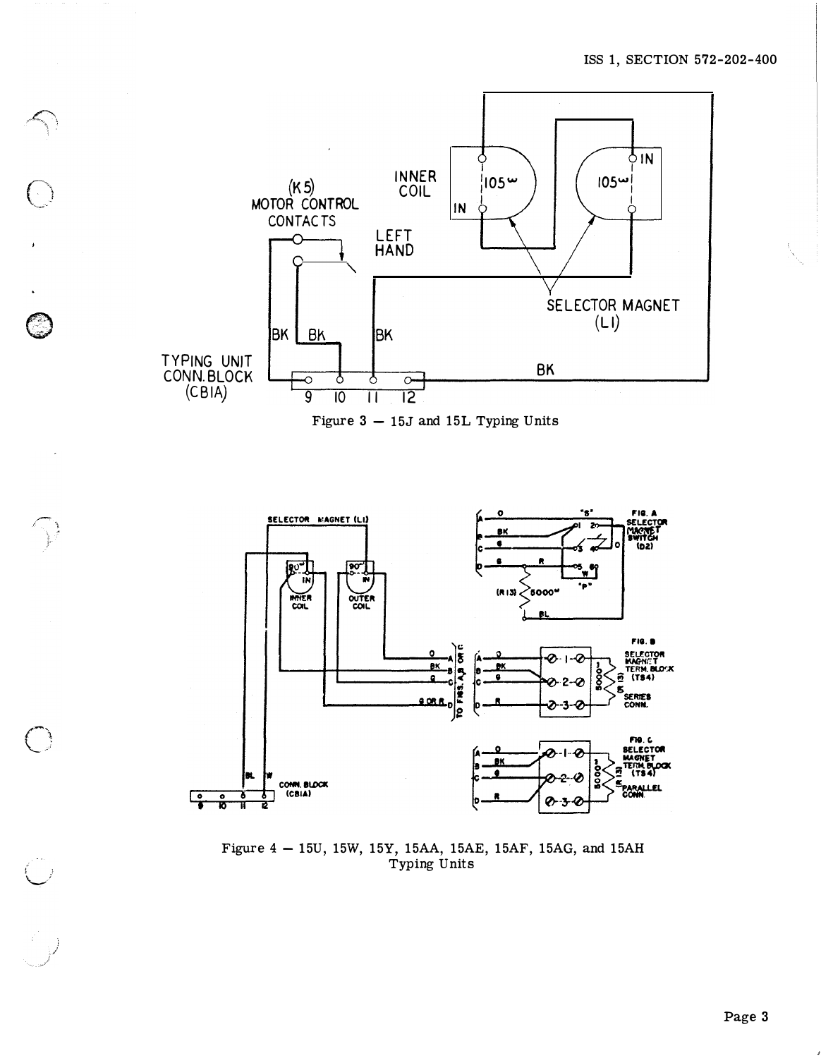Figure 3 — 15J and 15L Typing Units

Figure 4 — 15U, 15W, 15Y, 15AA, 15AE, 15AF, 15AG, and 15AH Typing Units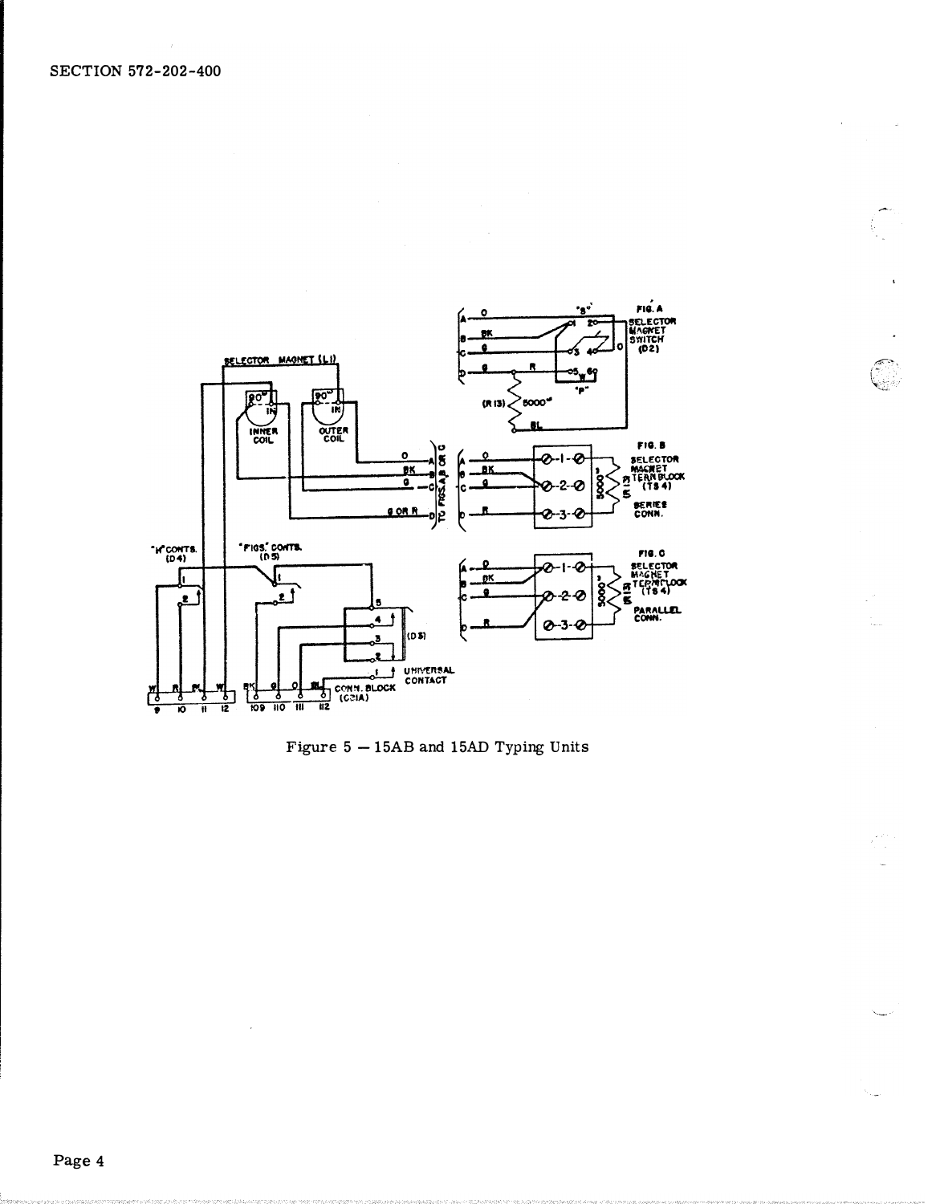Figure 5 — 15AB and 15AD Typing Units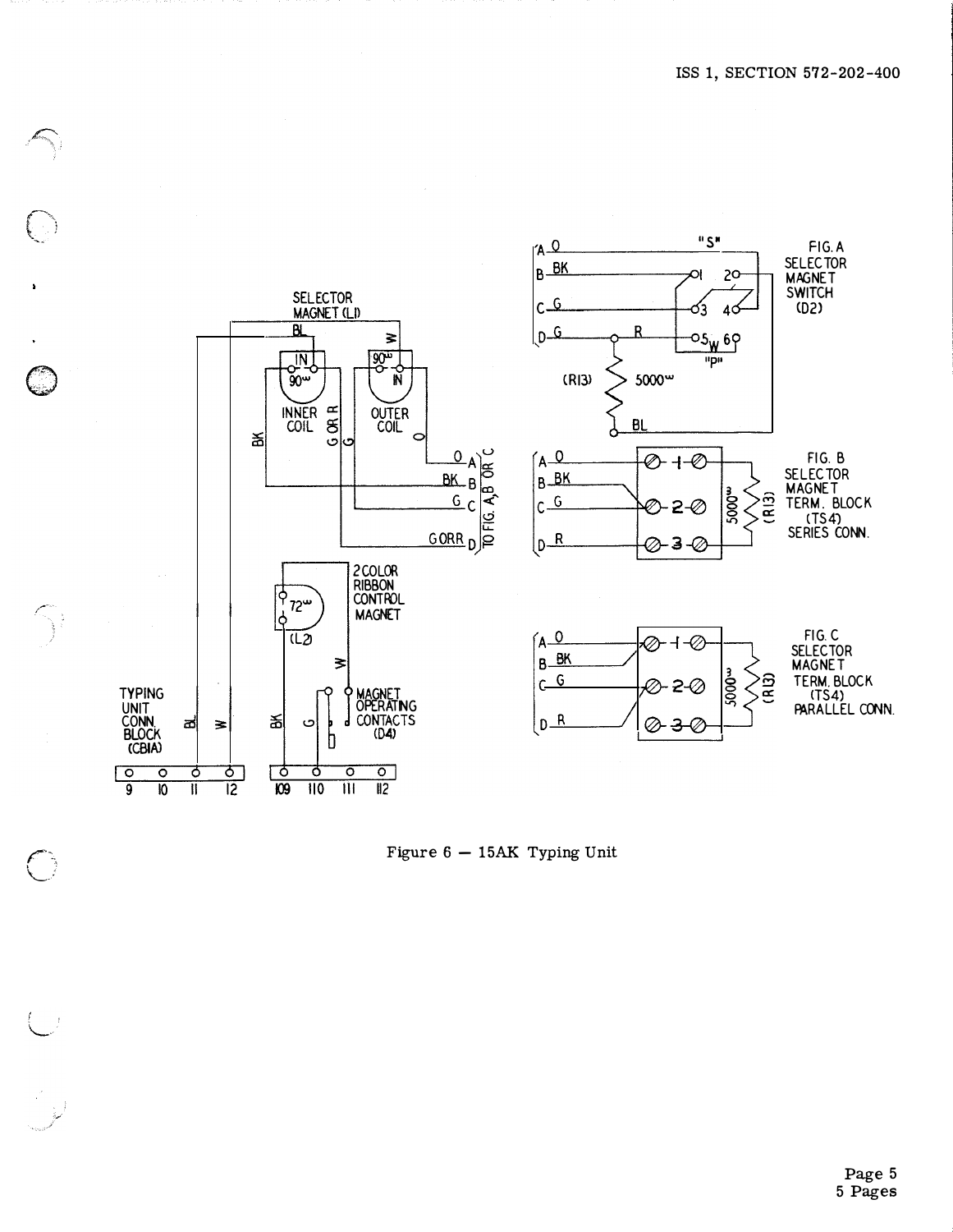SELECTOR MAGNET (L1)

BL

W

IN

90ω

90ω

IN

INNER COIL

OUTER COIL

BK

G OR R

G

O

O A

BK B

G C

G OR R D

TO FIG. A, B OR C

2 COLOR RIBBON CONTROL MAGNET

72ω

(L2)

W

MAGNET OPERATING CONTACTS (D4)

TYPING UNIT CONN. BLOCK (CBIA)

BL

W

BK

G

9 10 11 12

109 110 111 112

A O

B BK

C G

D G

R

"S"

1 2

3 4

5 W 6

"P"

(R13)

5000ω

BL

FIG. A SELECTOR MAGNET SWITCH (D2)

A O

B BK

C G

D R

1

2

3

5000ω

(R13)

FIG. B SELECTOR MAGNET TERM. BLOCK (TS4) SERIES CONN.

A O

B BK

C G

D R

1

2

3

5000ω

(R13)

FIG. C SELECTOR MAGNET TERM. BLOCK (TS4) PARALLEL CONN.

Figure 6 — 15AK Typing Unit